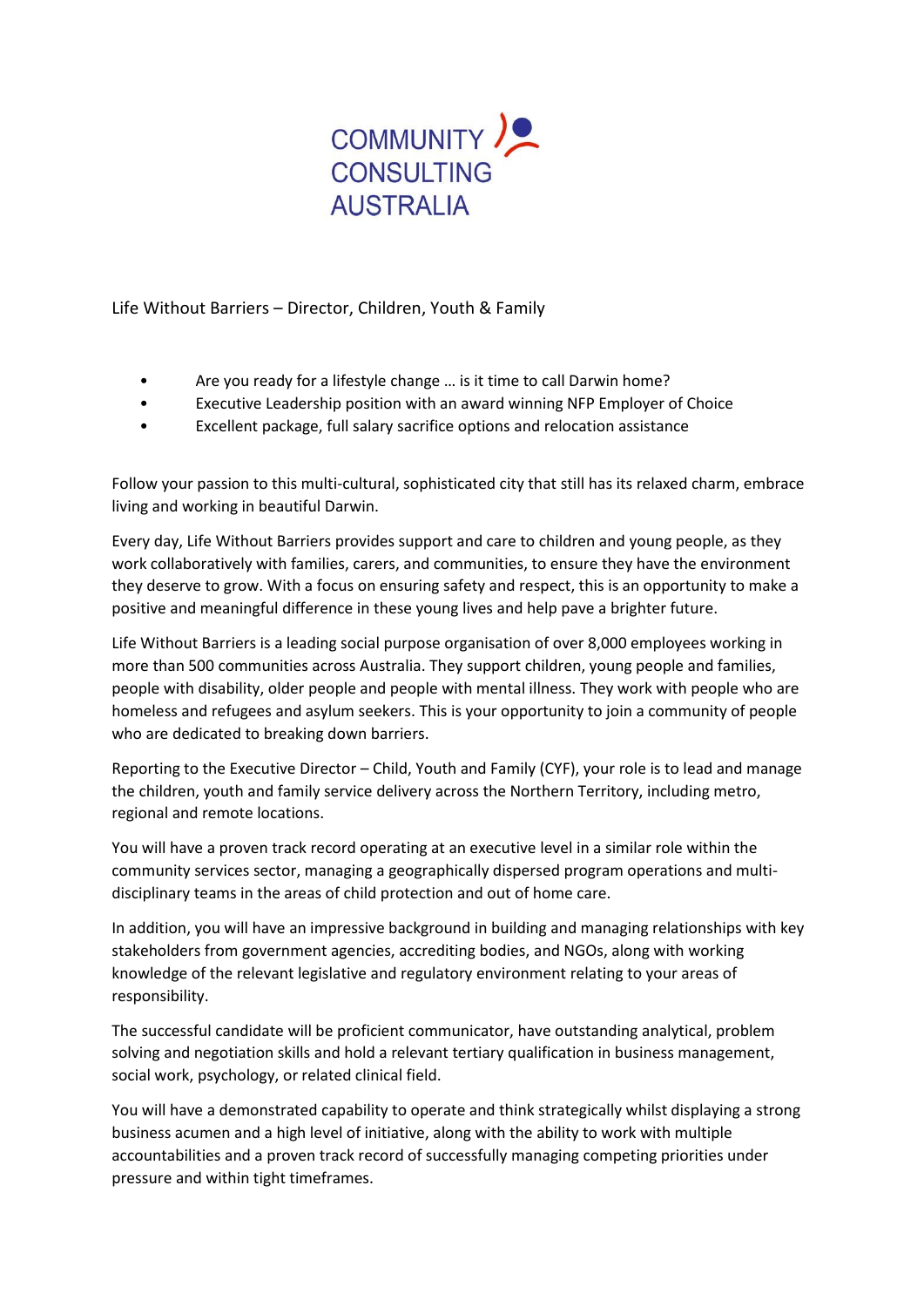COMMUNITY CONSULTING AUSTRALIA

Life Without Barriers – Director, Children, Youth & Family

- Are you ready for a lifestyle change … is it time to call Darwin home?
- Executive Leadership position with an award winning NFP Employer of Choice
- Excellent package, full salary sacrifice options and relocation assistance

Follow your passion to this multi-cultural, sophisticated city that still has its relaxed charm, embrace living and working in beautiful Darwin.

Every day, Life Without Barriers provides support and care to children and young people, as they work collaboratively with families, carers, and communities, to ensure they have the environment they deserve to grow. With a focus on ensuring safety and respect, this is an opportunity to make a positive and meaningful difference in these young lives and help pave a brighter future.

Life Without Barriers is a leading social purpose organisation of over 8,000 employees working in more than 500 communities across Australia. They support children, young people and families, people with disability, older people and people with mental illness. They work with people who are homeless and refugees and asylum seekers. This is your opportunity to join a community of people who are dedicated to breaking down barriers.

Reporting to the Executive Director – Child, Youth and Family (CYF), your role is to lead and manage the children, youth and family service delivery across the Northern Territory, including metro, regional and remote locations.

You will have a proven track record operating at an executive level in a similar role within the community services sector, managing a geographically dispersed program operations and multi-disciplinary teams in the areas of child protection and out of home care.

In addition, you will have an impressive background in building and managing relationships with key stakeholders from government agencies, accrediting bodies, and NGOs, along with working knowledge of the relevant legislative and regulatory environment relating to your areas of responsibility.

The successful candidate will be proficient communicator, have outstanding analytical, problem solving and negotiation skills and hold a relevant tertiary qualification in business management, social work, psychology, or related clinical field.

You will have a demonstrated capability to operate and think strategically whilst displaying a strong business acumen and a high level of initiative, along with the ability to work with multiple accountabilities and a proven track record of successfully managing competing priorities under pressure and within tight timeframes.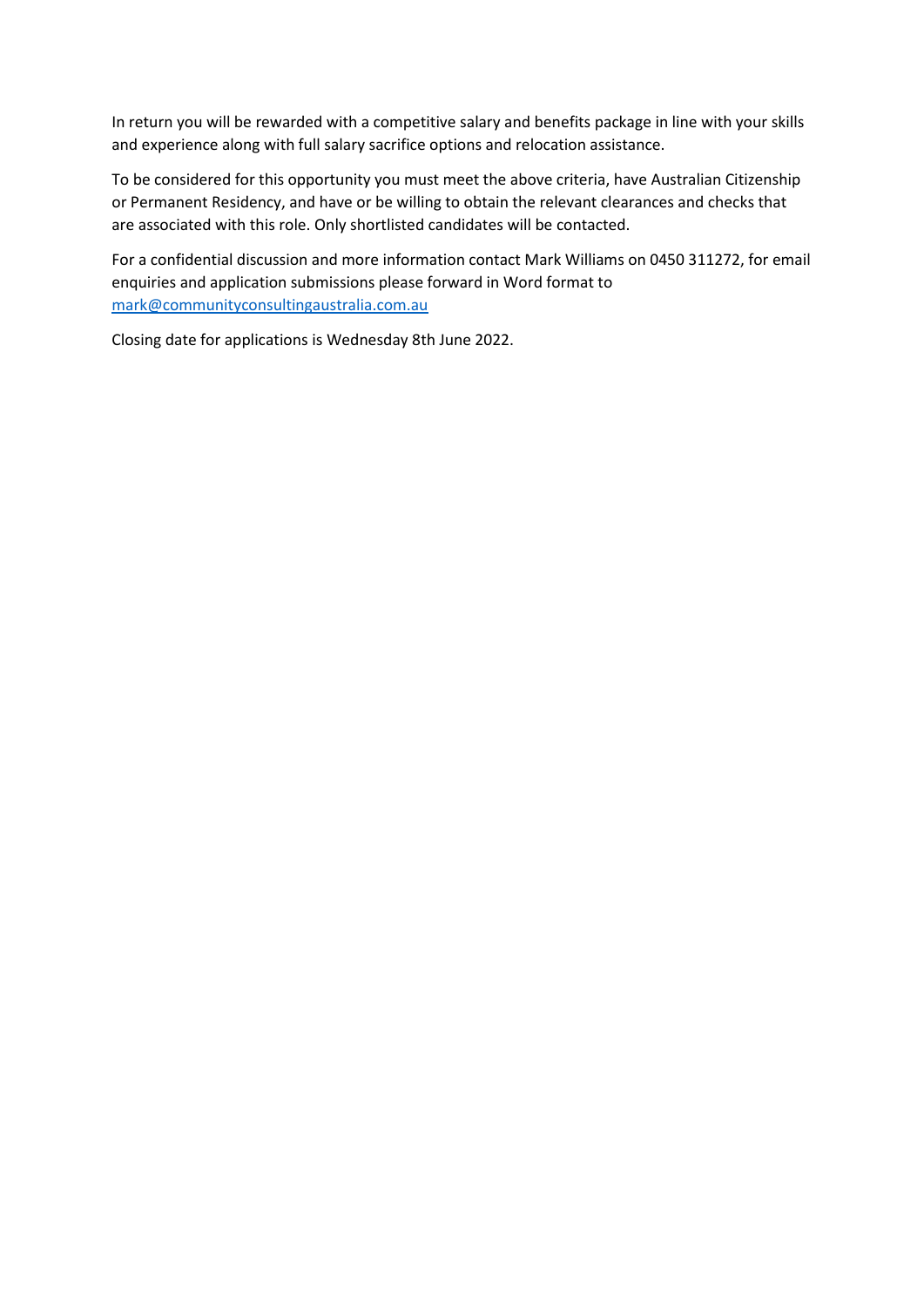In return you will be rewarded with a competitive salary and benefits package in line with your skills and experience along with full salary sacrifice options and relocation assistance.

To be considered for this opportunity you must meet the above criteria, have Australian Citizenship or Permanent Residency, and have or be willing to obtain the relevant clearances and checks that are associated with this role. Only shortlisted candidates will be contacted.

For a confidential discussion and more information contact Mark Williams on 0450 311272, for email enquiries and application submissions please forward in Word format to [mark@communityconsultingaustralia.com.au](mailto:mark@communityconsultingaustralia.com.au)

Closing date for applications is Wednesday 8th June 2022.